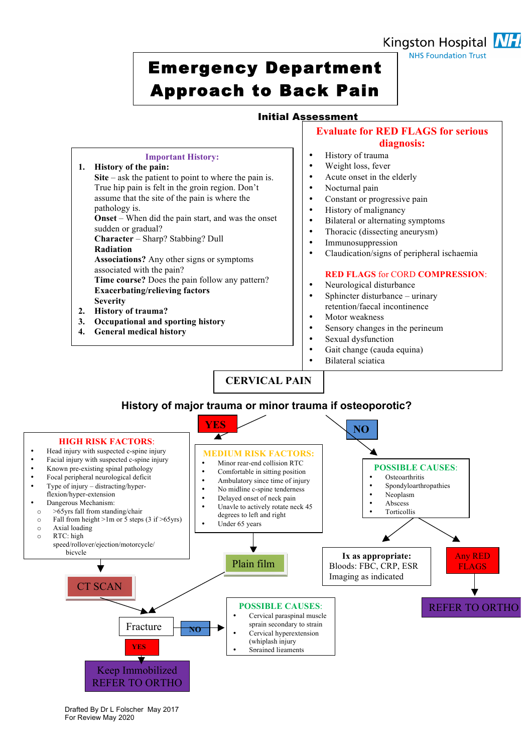Kingston Hospital NHS Foundation Trust

# Emergency Department Approach to Back Pain

## Initial Assessment

**Important History:**

1. **History of the pain:**
   **Site** – ask the patient to point to where the pain is. True hip pain is felt in the groin region. Don't assume that the site of the pain is where the pathology is.
   **Onset** – When did the pain start, and was the onset sudden or gradual?
   **Character** – Sharp? Stabbing? Dull
   **Radiation**
   **Associations?** Any other signs or symptoms associated with the pain?
   **Time course?** Does the pain follow any pattern?
   **Exacerbating/relieving factors**
   **Severity**
2. **History of trauma?**
3. **Occupational and sporting history**
4. **General medical history**

**Evaluate for RED FLAGS for serious diagnosis:**

- History of trauma
- Weight loss, fever
- Acute onset in the elderly
- Nocturnal pain
- Constant or progressive pain
- History of malignancy
- Bilateral or alternating symptoms
- Thoracic (dissecting aneurysm)
- Immunosuppression
- Claudication/signs of peripheral ischaemia

**RED FLAGS for CORD COMPRESSION:**

- Neurological disturbance
- Sphincter disturbance – urinary retention/faecal incontinence
- Motor weakness
- Sensory changes in the perineum
- Sexual dysfunction
- Gait change (cauda equina)
- Bilateral sciatica

## CERVICAL PAIN

### History of major trauma or minor trauma if osteoporotic?

**YES:**

**HIGH RISK FACTORS:**

- Head injury with suspected c-spine injury
- Facial injury with suspected c-spine injury
- Known pre-existing spinal pathology
- Focal peripheral neurological deficit
- Type of injury – distracting/hyper-flexion/hyper-extension
- Dangerous Mechanism:
  - >65yrs fall from standing/chair
  - Fall from height >1m or 5 steps (3 if >65yrs)
  - Axial loading
  - RTC: high speed/rollover/ejection/motorcycle/bicycle

→ CT SCAN → Fracture

**MEDIUM RISK FACTORS:**

- Minor rear-end collision RTC
- Comfortable in sitting position
- Ambulatory since time of injury
- No midline c-spine tenderness
- Delayed onset of neck pain
- Unavle to actively rotate neck 45 degrees to left and right
- Under 65 years

→ Plain film → Fracture

**Fracture:**

- YES → Keep Immobilized, REFER TO ORTHO
- NO → **POSSIBLE CAUSES:**
  - Cervical paraspinal muscle sprain secondary to strain
  - Cervical hyperextension (whiplash injury
  - Sprained ligaments

**NO:**

**POSSIBLE CAUSES:**

- Osteoarthritis
- Spondyloarthropathies
- Neoplasm
- Abscess
- Torticollis

→ **Ix as appropriate:** Bloods: FBC, CRP, ESR; Imaging as indicated

→ Any RED FLAGS → REFER TO ORTHO

Drafted By Dr L Folscher May 2017
For Review May 2020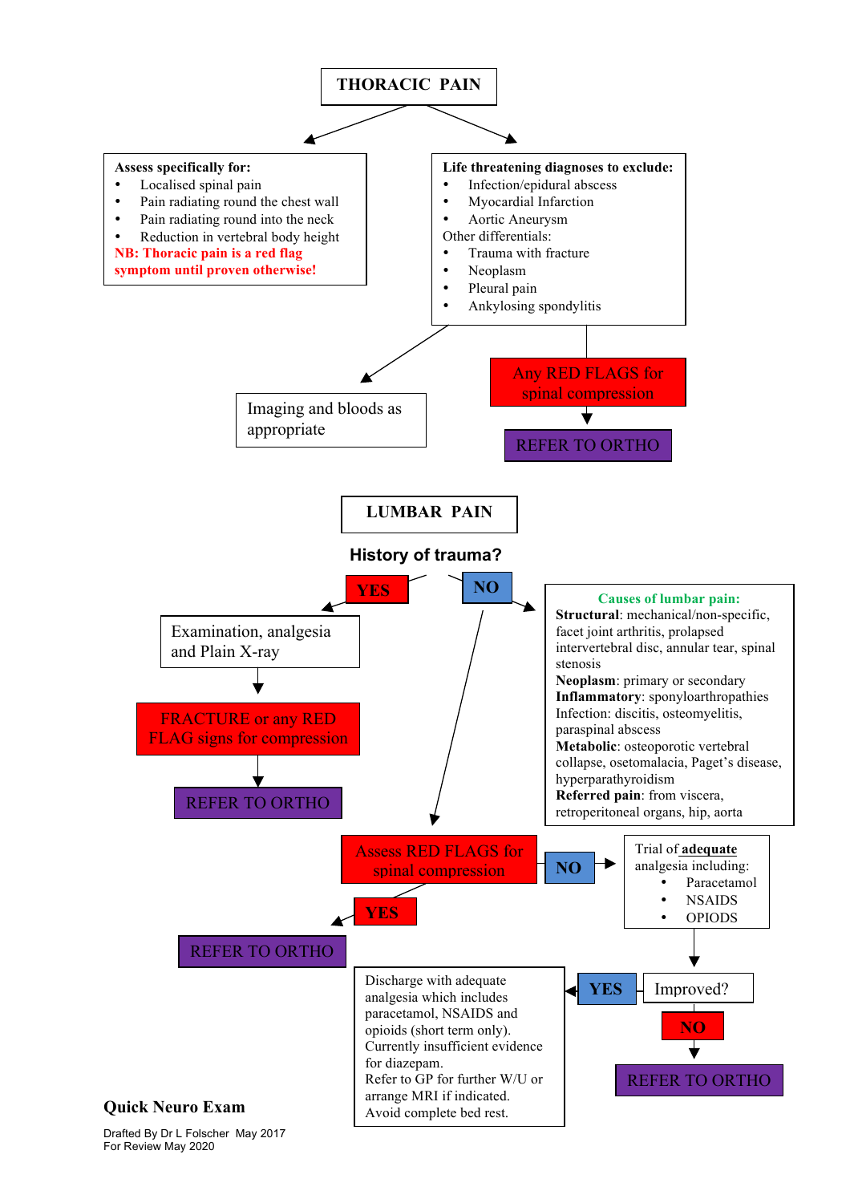# THORACIC PAIN

**Assess specifically for:**

- Localised spinal pain
- Pain radiating round the chest wall
- Pain radiating round into the neck
- Reduction in vertebral body height

**NB: Thoracic pain is a red flag symptom until proven otherwise!**

**Life threatening diagnoses to exclude:**

- Infection/epidural abscess
- Myocardial Infarction
- Aortic Aneurysm

Other differentials:

- Trauma with fracture
- Neoplasm
- Pleural pain
- Ankylosing spondylitis

→ Imaging and bloods as appropriate

→ Any RED FLAGS for spinal compression → REFER TO ORTHO

# LUMBAR PAIN

**History of trauma?**

**YES** → Examination, analgesia and Plain X-ray → FRACTURE or any RED FLAG signs for compression → REFER TO ORTHO

**NO** →

**Causes of lumbar pain:**

**Structural**: mechanical/non-specific, facet joint arthritis, prolapsed intervertebral disc, annular tear, spinal stenosis
**Neoplasm**: primary or secondary
**Inflammatory**: sponyloarthropathies
Infection: discitis, osteomyelitis, paraspinal abscess
**Metabolic**: osteoporotic vertebral collapse, osetomalacia, Paget's disease, hyperparathyroidism
**Referred pain**: from viscera, retroperitoneal organs, hip, aorta

**NO** → Assess RED FLAGS for spinal compression

- **YES** → REFER TO ORTHO
- **NO** → Trial of **adequate** analgesia including:
  - Paracetamol
  - NSAIDS
  - OPIODS

→ Improved?

- **YES** → Discharge with adequate analgesia which includes paracetamol, NSAIDS and opioids (short term only). Currently insufficient evidence for diazepam. Refer to GP for further W/U or arrange MRI if indicated. Avoid complete bed rest.
- **NO** → REFER TO ORTHO

**Quick Neuro Exam**

Drafted By Dr L Folscher May 2017
For Review May 2020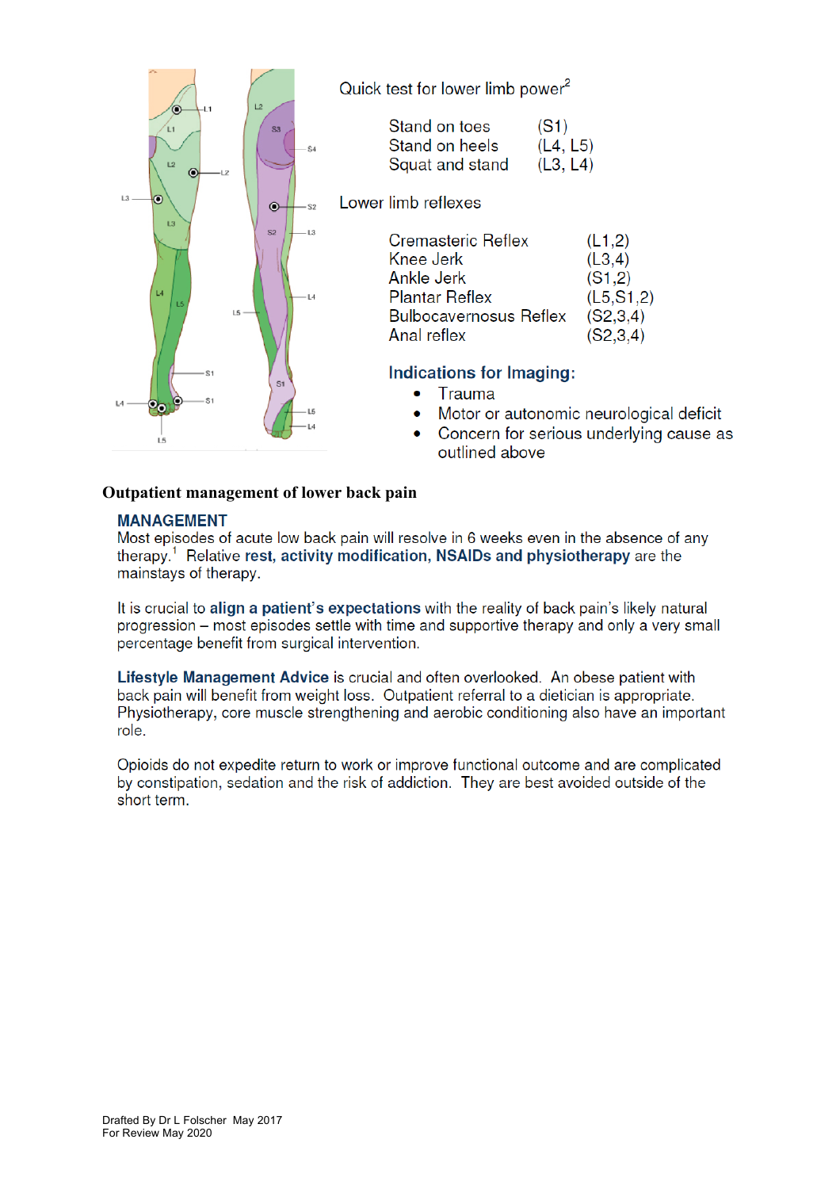Quick test for lower limb power[2]

| | |
|---|---|
| Stand on toes | (S1) |
| Stand on heels | (L4, L5) |
| Squat and stand | (L3, L4) |

Lower limb reflexes

| | |
|---|---|
| Cremasteric Reflex | (L1,2) |
| Knee Jerk | (L3,4) |
| Ankle Jerk | (S1,2) |
| Plantar Reflex | (L5,S1,2) |
| Bulbocavernosus Reflex | (S2,3,4) |
| Anal reflex | (S2,3,4) |

**Indications for Imaging:**

- Trauma
- Motor or autonomic neurological deficit
- Concern for serious underlying cause as outlined above

## Outpatient management of lower back pain

### MANAGEMENT

Most episodes of acute low back pain will resolve in 6 weeks even in the absence of any therapy.[1] Relative **rest, activity modification, NSAIDs and physiotherapy** are the mainstays of therapy.

It is crucial to **align a patient's expectations** with the reality of back pain's likely natural progression – most episodes settle with time and supportive therapy and only a very small percentage benefit from surgical intervention.

**Lifestyle Management Advice** is crucial and often overlooked. An obese patient with back pain will benefit from weight loss. Outpatient referral to a dietician is appropriate. Physiotherapy, core muscle strengthening and aerobic conditioning also have an important role.

Opioids do not expedite return to work or improve functional outcome and are complicated by constipation, sedation and the risk of addiction. They are best avoided outside of the short term.

Drafted By Dr L Folscher May 2017
For Review May 2020